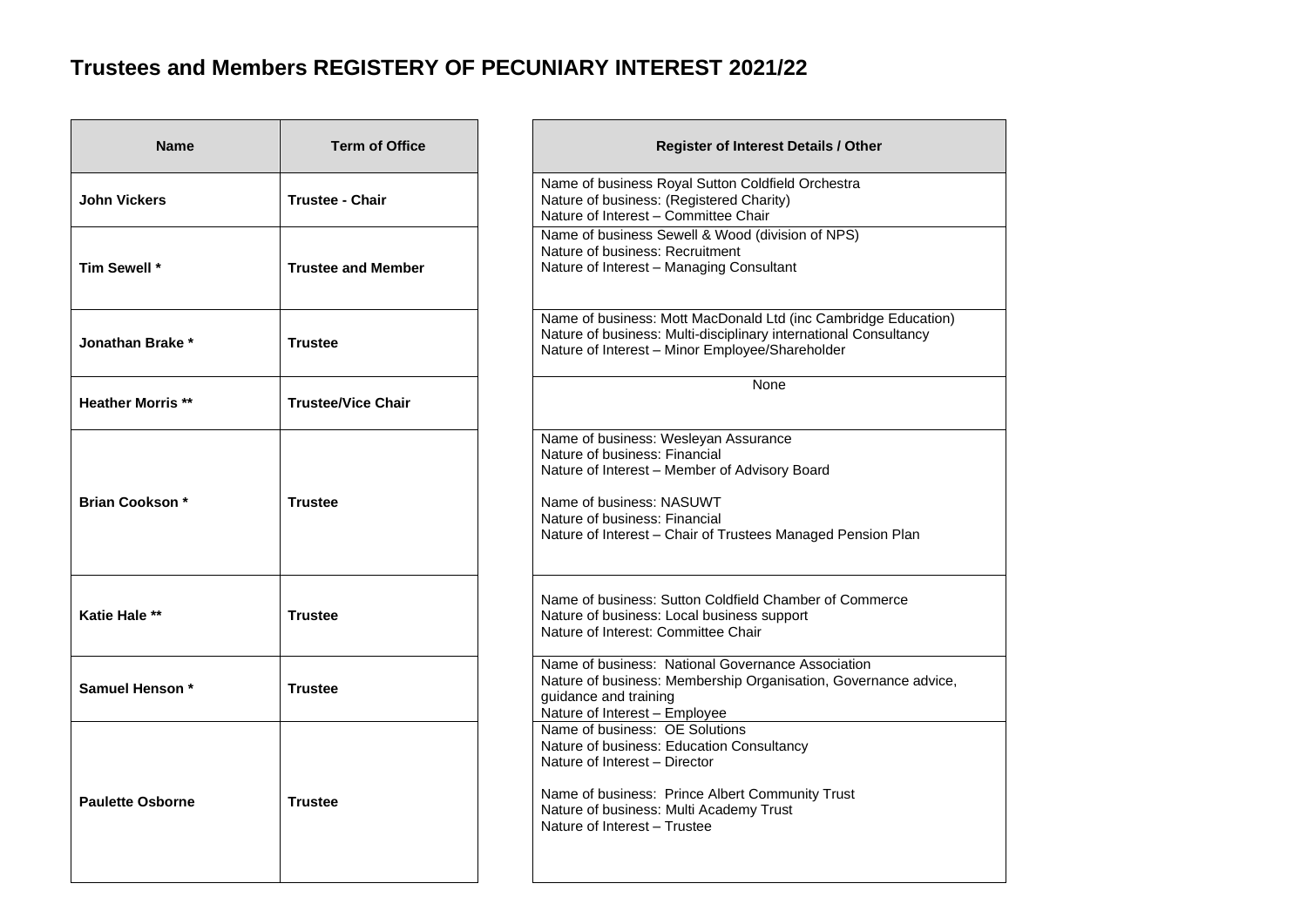# Trustees and Members REGISTERY OF PECUNIARY INTEREST 2021/22

| Name | Term of Office | Register of Interest Details / Other |
|---|---|---|
| **John Vickers** | **Trustee - Chair** | Name of business Royal Sutton Coldfield Orchestra<br>Nature of business: (Registered Charity)<br>Nature of Interest – Committee Chair |
| **Tim Sewell \*** | **Trustee and Member** | Name of business Sewell & Wood (division of NPS)<br>Nature of business: Recruitment<br>Nature of Interest – Managing Consultant |
| **Jonathan Brake \*** | **Trustee** | Name of business: Mott MacDonald Ltd (inc Cambridge Education)<br>Nature of business: Multi-disciplinary international Consultancy<br>Nature of Interest – Minor Employee/Shareholder |
| **Heather Morris \*\*** | **Trustee/Vice Chair** | None |
| **Brian Cookson \*** | **Trustee** | Name of business: Wesleyan Assurance<br>Nature of business: Financial<br>Nature of Interest – Member of Advisory Board<br><br>Name of business: NASUWT<br>Nature of business: Financial<br>Nature of Interest – Chair of Trustees Managed Pension Plan |
| **Katie Hale \*\*** | **Trustee** | Name of business: Sutton Coldfield Chamber of Commerce<br>Nature of business: Local business support<br>Nature of Interest: Committee Chair |
| **Samuel Henson \*** | **Trustee** | Name of business: National Governance Association<br>Nature of business: Membership Organisation, Governance advice, guidance and training<br>Nature of Interest – Employee |
| **Paulette Osborne** | **Trustee** | Name of business: OE Solutions<br>Nature of business: Education Consultancy<br>Nature of Interest – Director<br><br>Name of business: Prince Albert Community Trust<br>Nature of business: Multi Academy Trust<br>Nature of Interest – Trustee |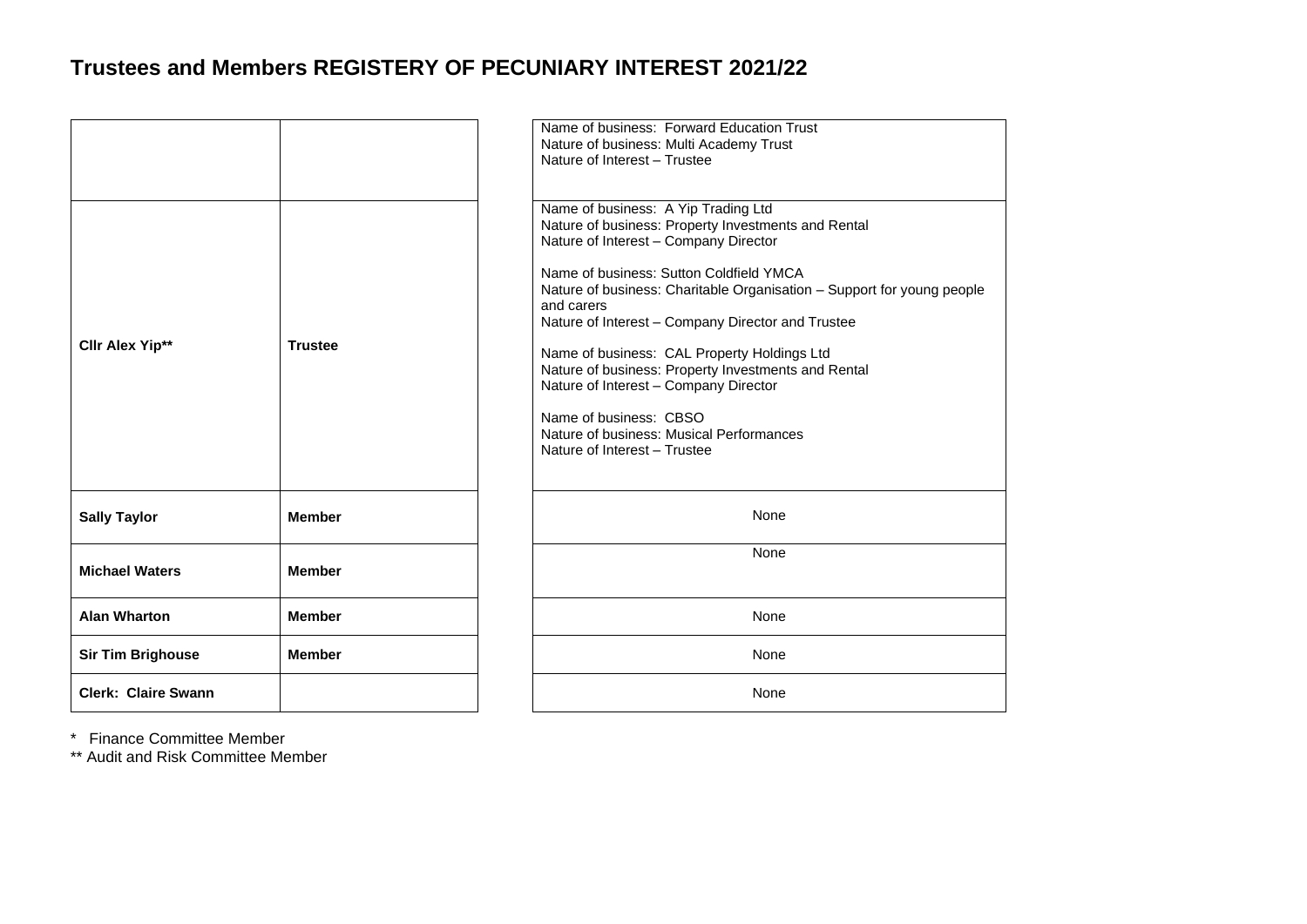# Trustees and Members REGISTERY OF PECUNIARY INTEREST 2021/22

| | | |
|---|---|---|
| | | Name of business: Forward Education Trust<br>Nature of business: Multi Academy Trust<br>Nature of Interest – Trustee |
| **Cllr Alex Yip**** | **Trustee** | Name of business: A Yip Trading Ltd<br>Nature of business: Property Investments and Rental<br>Nature of Interest – Company Director<br><br>Name of business: Sutton Coldfield YMCA<br>Nature of business: Charitable Organisation – Support for young people and carers<br>Nature of Interest – Company Director and Trustee<br><br>Name of business: CAL Property Holdings Ltd<br>Nature of business: Property Investments and Rental<br>Nature of Interest – Company Director<br><br>Name of business: CBSO<br>Nature of business: Musical Performances<br>Nature of Interest – Trustee |
| **Sally Taylor** | **Member** | None |
| **Michael Waters** | **Member** | None |
| **Alan Wharton** | **Member** | None |
| **Sir Tim Brighouse** | **Member** | None |
| **Clerk: Claire Swann** | | None |

* Finance Committee Member
** Audit and Risk Committee Member